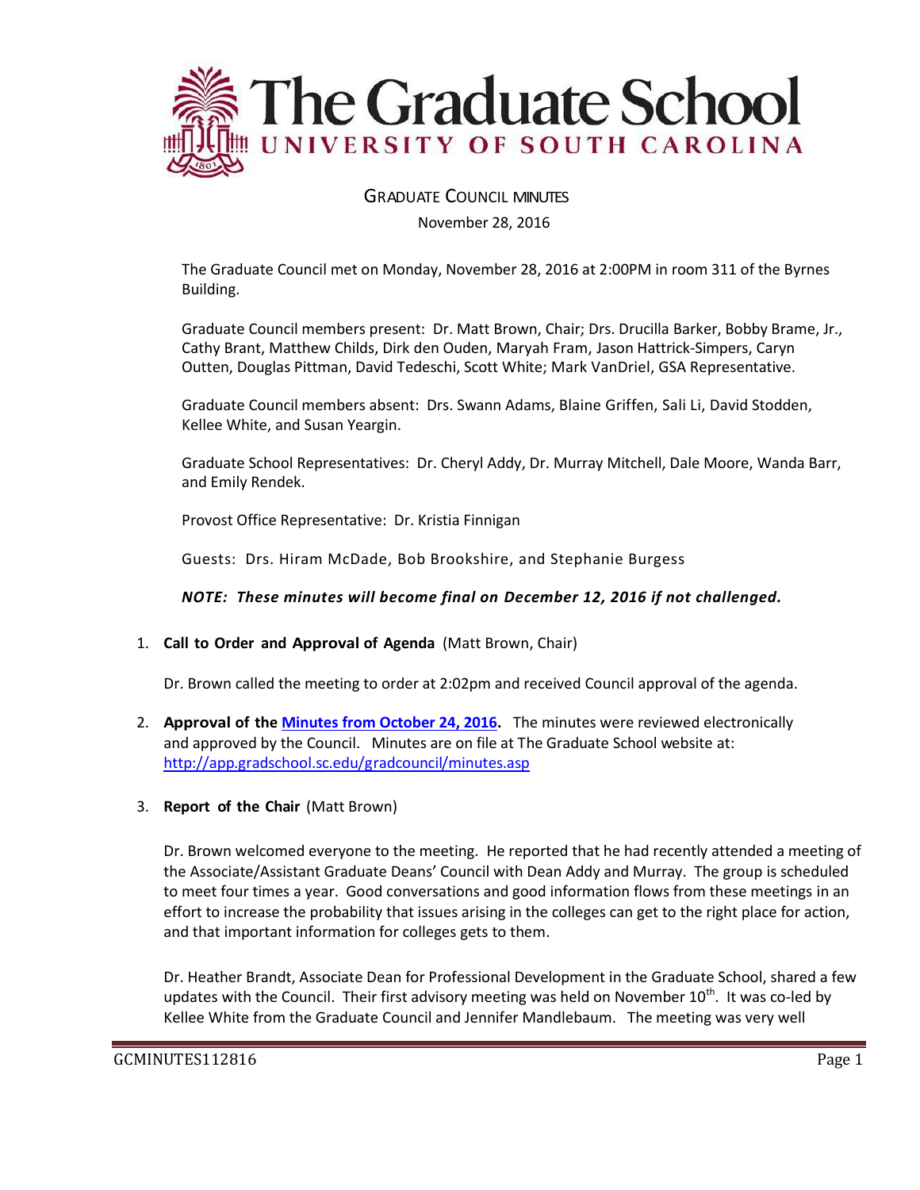# The Graduate School
## UNIVERSITY OF SOUTH CAROLINA

GRADUATE COUNCIL MINUTES

November 28, 2016

The Graduate Council met on Monday, November 28, 2016 at 2:00PM in room 311 of the Byrnes Building.

Graduate Council members present: Dr. Matt Brown, Chair; Drs. Drucilla Barker, Bobby Brame, Jr., Cathy Brant, Matthew Childs, Dirk den Ouden, Maryah Fram, Jason Hattrick-Simpers, Caryn Outten, Douglas Pittman, David Tedeschi, Scott White; Mark VanDriel, GSA Representative.

Graduate Council members absent: Drs. Swann Adams, Blaine Griffen, Sali Li, David Stodden, Kellee White, and Susan Yeargin.

Graduate School Representatives: Dr. Cheryl Addy, Dr. Murray Mitchell, Dale Moore, Wanda Barr, and Emily Rendek.

Provost Office Representative: Dr. Kristia Finnigan

Guests: Drs. Hiram McDade, Bob Brookshire, and Stephanie Burgess

***NOTE: These minutes will become final on December 12, 2016 if not challenged.***

1. **Call to Order and Approval of Agenda** (Matt Brown, Chair)

   Dr. Brown called the meeting to order at 2:02pm and received Council approval of the agenda.

2. **Approval of the [Minutes from October 24, 2016](http://app.gradschool.sc.edu/gradcouncil/minutes.asp).** The minutes were reviewed electronically and approved by the Council. Minutes are on file at The Graduate School website at: http://app.gradschool.sc.edu/gradcouncil/minutes.asp

3. **Report of the Chair** (Matt Brown)

   Dr. Brown welcomed everyone to the meeting. He reported that he had recently attended a meeting of the Associate/Assistant Graduate Deans' Council with Dean Addy and Murray. The group is scheduled to meet four times a year. Good conversations and good information flows from these meetings in an effort to increase the probability that issues arising in the colleges can get to the right place for action, and that important information for colleges gets to them.

   Dr. Heather Brandt, Associate Dean for Professional Development in the Graduate School, shared a few updates with the Council. Their first advisory meeting was held on November 10th. It was co-led by Kellee White from the Graduate Council and Jennifer Mandlebaum. The meeting was very well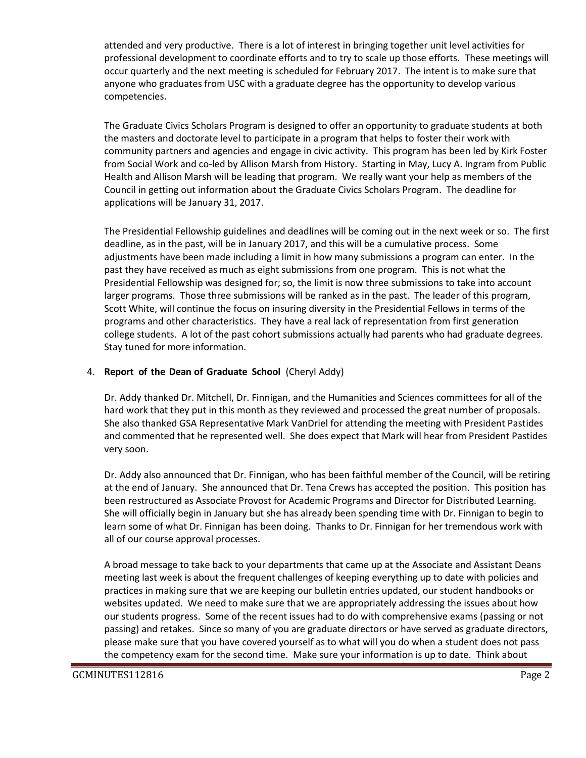attended and very productive. There is a lot of interest in bringing together unit level activities for professional development to coordinate efforts and to try to scale up those efforts. These meetings will occur quarterly and the next meeting is scheduled for February 2017. The intent is to make sure that anyone who graduates from USC with a graduate degree has the opportunity to develop various competencies.

The Graduate Civics Scholars Program is designed to offer an opportunity to graduate students at both the masters and doctorate level to participate in a program that helps to foster their work with community partners and agencies and engage in civic activity. This program has been led by Kirk Foster from Social Work and co-led by Allison Marsh from History. Starting in May, Lucy A. Ingram from Public Health and Allison Marsh will be leading that program. We really want your help as members of the Council in getting out information about the Graduate Civics Scholars Program. The deadline for applications will be January 31, 2017.

The Presidential Fellowship guidelines and deadlines will be coming out in the next week or so. The first deadline, as in the past, will be in January 2017, and this will be a cumulative process. Some adjustments have been made including a limit in how many submissions a program can enter. In the past they have received as much as eight submissions from one program. This is not what the Presidential Fellowship was designed for; so, the limit is now three submissions to take into account larger programs. Those three submissions will be ranked as in the past. The leader of this program, Scott White, will continue the focus on insuring diversity in the Presidential Fellows in terms of the programs and other characteristics. They have a real lack of representation from first generation college students. A lot of the past cohort submissions actually had parents who had graduate degrees. Stay tuned for more information.

4. **Report of the Dean of Graduate School** (Cheryl Addy)

   Dr. Addy thanked Dr. Mitchell, Dr. Finnigan, and the Humanities and Sciences committees for all of the hard work that they put in this month as they reviewed and processed the great number of proposals. She also thanked GSA Representative Mark VanDriel for attending the meeting with President Pastides and commented that he represented well. She does expect that Mark will hear from President Pastides very soon.

   Dr. Addy also announced that Dr. Finnigan, who has been faithful member of the Council, will be retiring at the end of January. She announced that Dr. Tena Crews has accepted the position. This position has been restructured as Associate Provost for Academic Programs and Director for Distributed Learning. She will officially begin in January but she has already been spending time with Dr. Finnigan to begin to learn some of what Dr. Finnigan has been doing. Thanks to Dr. Finnigan for her tremendous work with all of our course approval processes.

   A broad message to take back to your departments that came up at the Associate and Assistant Deans meeting last week is about the frequent challenges of keeping everything up to date with policies and practices in making sure that we are keeping our bulletin entries updated, our student handbooks or websites updated. We need to make sure that we are appropriately addressing the issues about how our students progress. Some of the recent issues had to do with comprehensive exams (passing or not passing) and retakes. Since so many of you are graduate directors or have served as graduate directors, please make sure that you have covered yourself as to what will you do when a student does not pass the competency exam for the second time. Make sure your information is up to date. Think about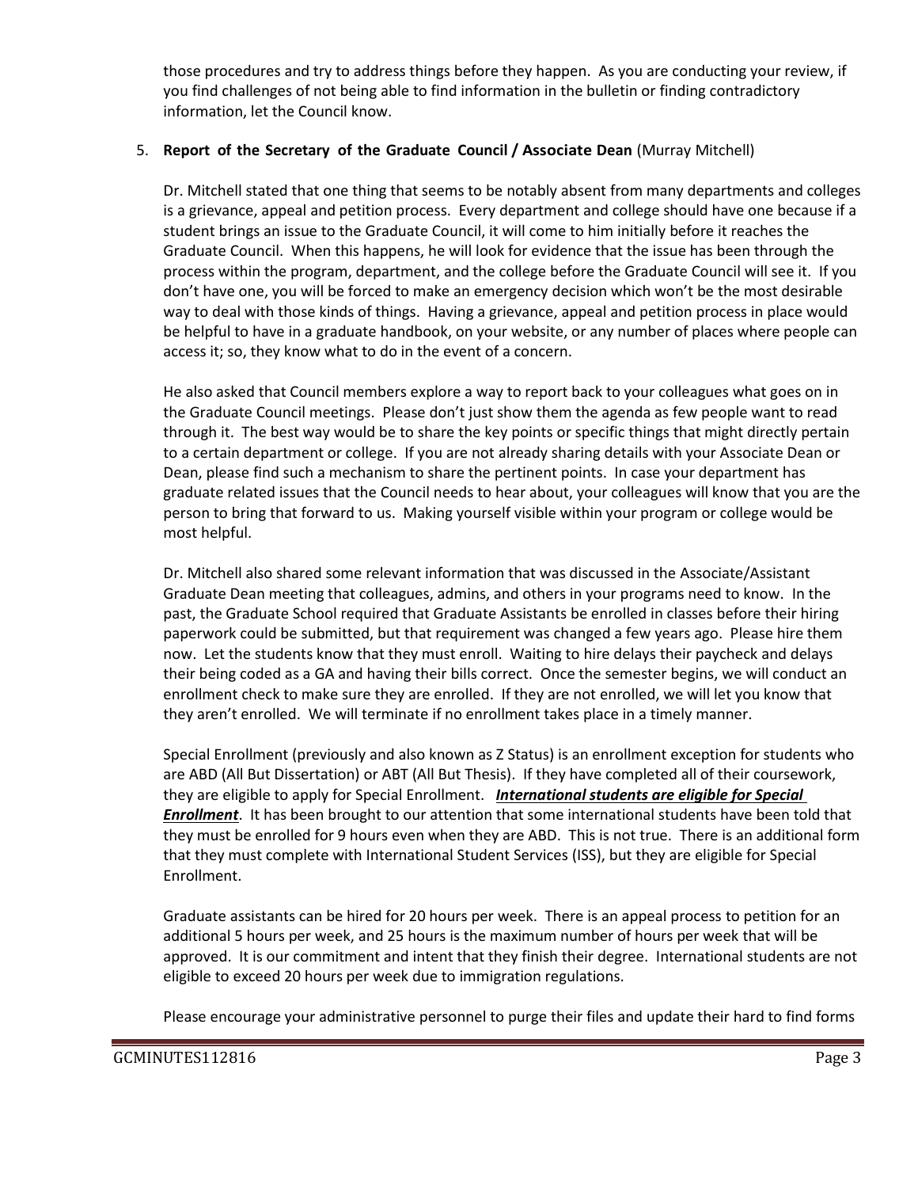those procedures and try to address things before they happen. As you are conducting your review, if you find challenges of not being able to find information in the bulletin or finding contradictory information, let the Council know.

5. **Report of the Secretary of the Graduate Council / Associate Dean** (Murray Mitchell)

   Dr. Mitchell stated that one thing that seems to be notably absent from many departments and colleges is a grievance, appeal and petition process. Every department and college should have one because if a student brings an issue to the Graduate Council, it will come to him initially before it reaches the Graduate Council. When this happens, he will look for evidence that the issue has been through the process within the program, department, and the college before the Graduate Council will see it. If you don't have one, you will be forced to make an emergency decision which won't be the most desirable way to deal with those kinds of things. Having a grievance, appeal and petition process in place would be helpful to have in a graduate handbook, on your website, or any number of places where people can access it; so, they know what to do in the event of a concern.

   He also asked that Council members explore a way to report back to your colleagues what goes on in the Graduate Council meetings. Please don't just show them the agenda as few people want to read through it. The best way would be to share the key points or specific things that might directly pertain to a certain department or college. If you are not already sharing details with your Associate Dean or Dean, please find such a mechanism to share the pertinent points. In case your department has graduate related issues that the Council needs to hear about, your colleagues will know that you are the person to bring that forward to us. Making yourself visible within your program or college would be most helpful.

   Dr. Mitchell also shared some relevant information that was discussed in the Associate/Assistant Graduate Dean meeting that colleagues, admins, and others in your programs need to know. In the past, the Graduate School required that Graduate Assistants be enrolled in classes before their hiring paperwork could be submitted, but that requirement was changed a few years ago. Please hire them now. Let the students know that they must enroll. Waiting to hire delays their paycheck and delays their being coded as a GA and having their bills correct. Once the semester begins, we will conduct an enrollment check to make sure they are enrolled. If they are not enrolled, we will let you know that they aren't enrolled. We will terminate if no enrollment takes place in a timely manner.

   Special Enrollment (previously and also known as Z Status) is an enrollment exception for students who are ABD (All But Dissertation) or ABT (All But Thesis). If they have completed all of their coursework, they are eligible to apply for Special Enrollment. ***International students are eligible for Special Enrollment***. It has been brought to our attention that some international students have been told that they must be enrolled for 9 hours even when they are ABD. This is not true. There is an additional form that they must complete with International Student Services (ISS), but they are eligible for Special Enrollment.

   Graduate assistants can be hired for 20 hours per week. There is an appeal process to petition for an additional 5 hours per week, and 25 hours is the maximum number of hours per week that will be approved. It is our commitment and intent that they finish their degree. International students are not eligible to exceed 20 hours per week due to immigration regulations.

   Please encourage your administrative personnel to purge their files and update their hard to find forms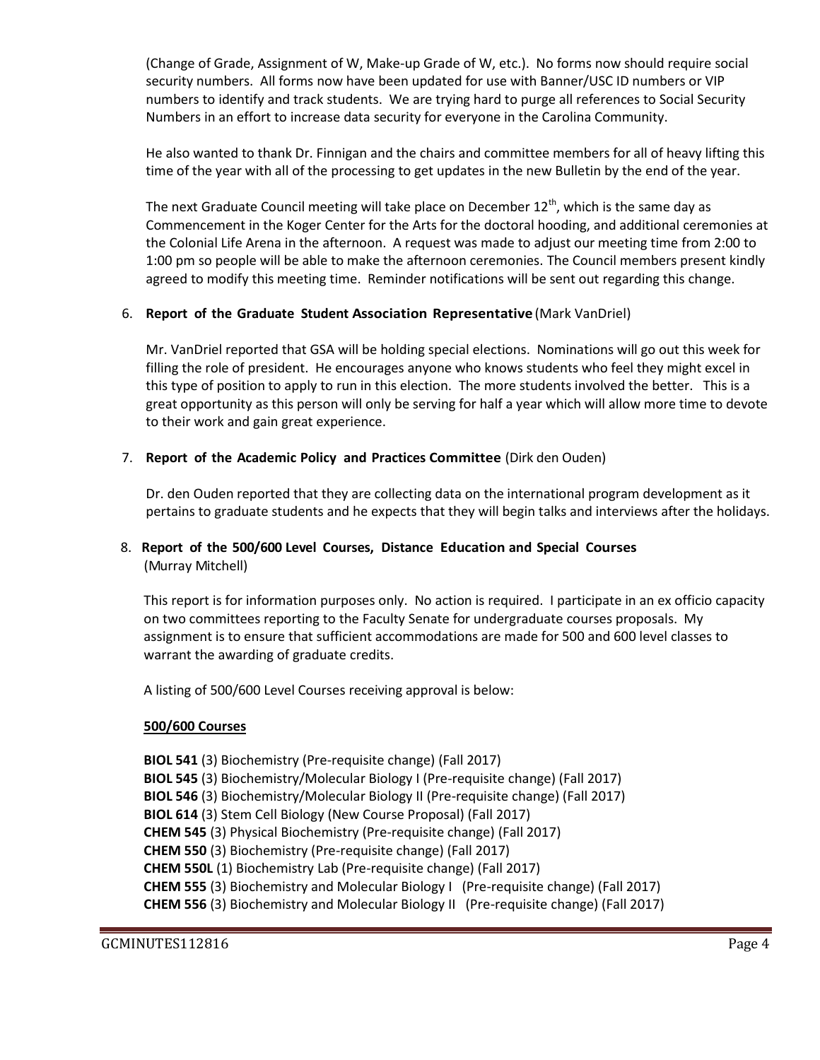(Change of Grade, Assignment of W, Make-up Grade of W, etc.). No forms now should require social security numbers. All forms now have been updated for use with Banner/USC ID numbers or VIP numbers to identify and track students. We are trying hard to purge all references to Social Security Numbers in an effort to increase data security for everyone in the Carolina Community.

He also wanted to thank Dr. Finnigan and the chairs and committee members for all of heavy lifting this time of the year with all of the processing to get updates in the new Bulletin by the end of the year.

The next Graduate Council meeting will take place on December 12th, which is the same day as Commencement in the Koger Center for the Arts for the doctoral hooding, and additional ceremonies at the Colonial Life Arena in the afternoon. A request was made to adjust our meeting time from 2:00 to 1:00 pm so people will be able to make the afternoon ceremonies. The Council members present kindly agreed to modify this meeting time. Reminder notifications will be sent out regarding this change.

6. **Report of the Graduate Student Association Representative** (Mark VanDriel)

Mr. VanDriel reported that GSA will be holding special elections. Nominations will go out this week for filling the role of president. He encourages anyone who knows students who feel they might excel in this type of position to apply to run in this election. The more students involved the better. This is a great opportunity as this person will only be serving for half a year which will allow more time to devote to their work and gain great experience.

7. **Report of the Academic Policy and Practices Committee** (Dirk den Ouden)

Dr. den Ouden reported that they are collecting data on the international program development as it pertains to graduate students and he expects that they will begin talks and interviews after the holidays.

8. **Report of the 500/600 Level Courses, Distance Education and Special Courses** (Murray Mitchell)

This report is for information purposes only. No action is required. I participate in an ex officio capacity on two committees reporting to the Faculty Senate for undergraduate courses proposals. My assignment is to ensure that sufficient accommodations are made for 500 and 600 level classes to warrant the awarding of graduate credits.

A listing of 500/600 Level Courses receiving approval is below:

**500/600 Courses**

**BIOL 541** (3) Biochemistry (Pre-requisite change) (Fall 2017)
**BIOL 545** (3) Biochemistry/Molecular Biology I (Pre-requisite change) (Fall 2017)
**BIOL 546** (3) Biochemistry/Molecular Biology II (Pre-requisite change) (Fall 2017)
**BIOL 614** (3) Stem Cell Biology (New Course Proposal) (Fall 2017)
**CHEM 545** (3) Physical Biochemistry (Pre-requisite change) (Fall 2017)
**CHEM 550** (3) Biochemistry (Pre-requisite change) (Fall 2017)
**CHEM 550L** (1) Biochemistry Lab (Pre-requisite change) (Fall 2017)
**CHEM 555** (3) Biochemistry and Molecular Biology I (Pre-requisite change) (Fall 2017)
**CHEM 556** (3) Biochemistry and Molecular Biology II (Pre-requisite change) (Fall 2017)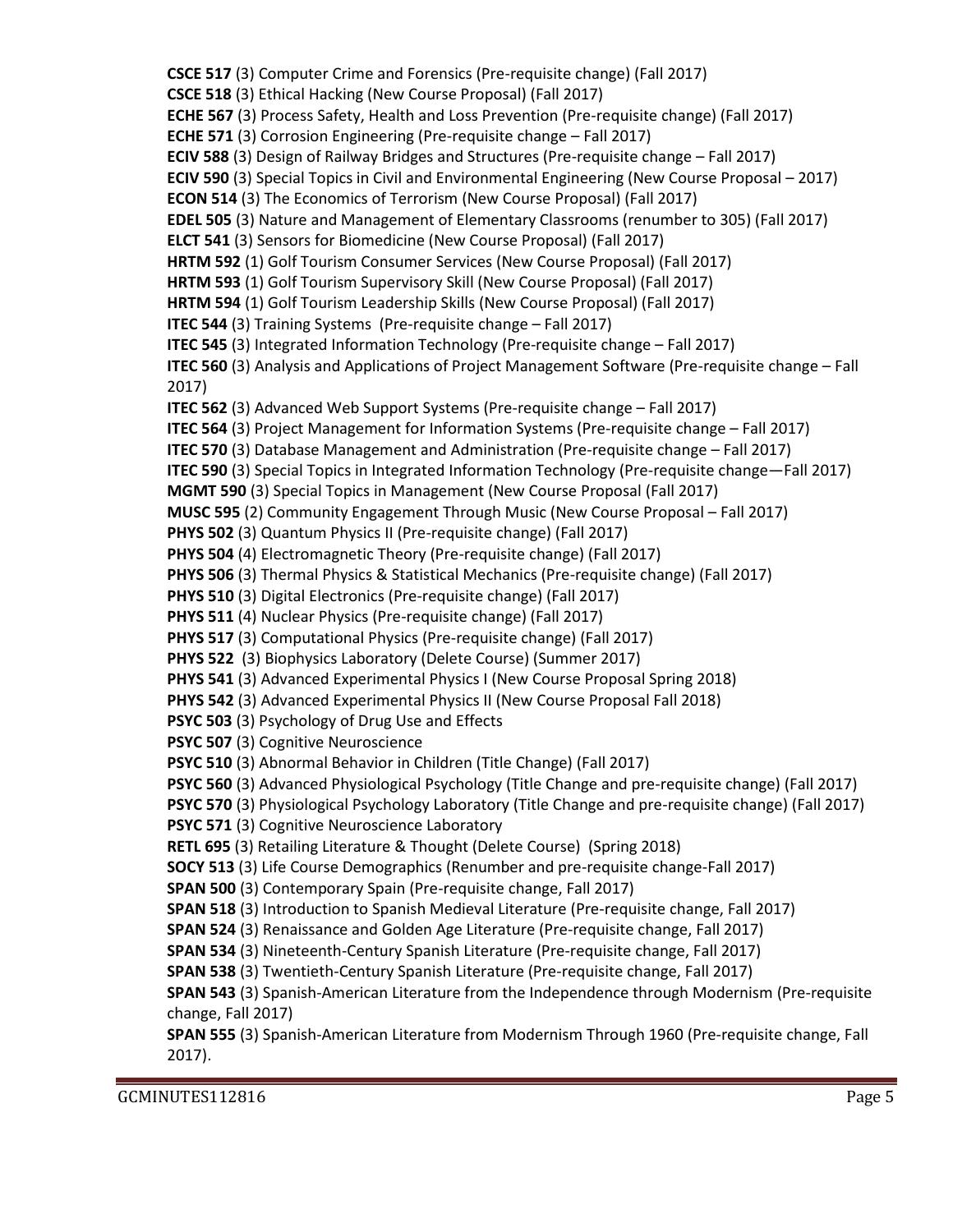**CSCE 517** (3) Computer Crime and Forensics (Pre-requisite change) (Fall 2017)
**CSCE 518** (3) Ethical Hacking (New Course Proposal) (Fall 2017)
**ECHE 567** (3) Process Safety, Health and Loss Prevention (Pre-requisite change) (Fall 2017)
**ECHE 571** (3) Corrosion Engineering (Pre-requisite change – Fall 2017)
**ECIV 588** (3) Design of Railway Bridges and Structures (Pre-requisite change – Fall 2017)
**ECIV 590** (3) Special Topics in Civil and Environmental Engineering (New Course Proposal – 2017)
**ECON 514** (3) The Economics of Terrorism (New Course Proposal) (Fall 2017)
**EDEL 505** (3) Nature and Management of Elementary Classrooms (renumber to 305) (Fall 2017)
**ELCT 541** (3) Sensors for Biomedicine (New Course Proposal) (Fall 2017)
**HRTM 592** (1) Golf Tourism Consumer Services (New Course Proposal) (Fall 2017)
**HRTM 593** (1) Golf Tourism Supervisory Skill (New Course Proposal) (Fall 2017)
**HRTM 594** (1) Golf Tourism Leadership Skills (New Course Proposal) (Fall 2017)
**ITEC 544** (3) Training Systems (Pre-requisite change – Fall 2017)
**ITEC 545** (3) Integrated Information Technology (Pre-requisite change – Fall 2017)
**ITEC 560** (3) Analysis and Applications of Project Management Software (Pre-requisite change – Fall 2017)
**ITEC 562** (3) Advanced Web Support Systems (Pre-requisite change – Fall 2017)
**ITEC 564** (3) Project Management for Information Systems (Pre-requisite change – Fall 2017)
**ITEC 570** (3) Database Management and Administration (Pre-requisite change – Fall 2017)
**ITEC 590** (3) Special Topics in Integrated Information Technology (Pre-requisite change—Fall 2017)
**MGMT 590** (3) Special Topics in Management (New Course Proposal (Fall 2017)
**MUSC 595** (2) Community Engagement Through Music (New Course Proposal – Fall 2017)
**PHYS 502** (3) Quantum Physics II (Pre-requisite change) (Fall 2017)
**PHYS 504** (4) Electromagnetic Theory (Pre-requisite change) (Fall 2017)
**PHYS 506** (3) Thermal Physics & Statistical Mechanics (Pre-requisite change) (Fall 2017)
**PHYS 510** (3) Digital Electronics (Pre-requisite change) (Fall 2017)
**PHYS 511** (4) Nuclear Physics (Pre-requisite change) (Fall 2017)
**PHYS 517** (3) Computational Physics (Pre-requisite change) (Fall 2017)
**PHYS 522** (3) Biophysics Laboratory (Delete Course) (Summer 2017)
**PHYS 541** (3) Advanced Experimental Physics I (New Course Proposal Spring 2018)
**PHYS 542** (3) Advanced Experimental Physics II (New Course Proposal Fall 2018)
**PSYC 503** (3) Psychology of Drug Use and Effects
**PSYC 507** (3) Cognitive Neuroscience
**PSYC 510** (3) Abnormal Behavior in Children (Title Change) (Fall 2017)
**PSYC 560** (3) Advanced Physiological Psychology (Title Change and pre-requisite change) (Fall 2017)
**PSYC 570** (3) Physiological Psychology Laboratory (Title Change and pre-requisite change) (Fall 2017)
**PSYC 571** (3) Cognitive Neuroscience Laboratory
**RETL 695** (3) Retailing Literature & Thought (Delete Course) (Spring 2018)
**SOCY 513** (3) Life Course Demographics (Renumber and pre-requisite change-Fall 2017)
**SPAN 500** (3) Contemporary Spain (Pre-requisite change, Fall 2017)
**SPAN 518** (3) Introduction to Spanish Medieval Literature (Pre-requisite change, Fall 2017)
**SPAN 524** (3) Renaissance and Golden Age Literature (Pre-requisite change, Fall 2017)
**SPAN 534** (3) Nineteenth-Century Spanish Literature (Pre-requisite change, Fall 2017)
**SPAN 538** (3) Twentieth-Century Spanish Literature (Pre-requisite change, Fall 2017)
**SPAN 543** (3) Spanish-American Literature from the Independence through Modernism (Pre-requisite change, Fall 2017)
**SPAN 555** (3) Spanish-American Literature from Modernism Through 1960 (Pre-requisite change, Fall 2017).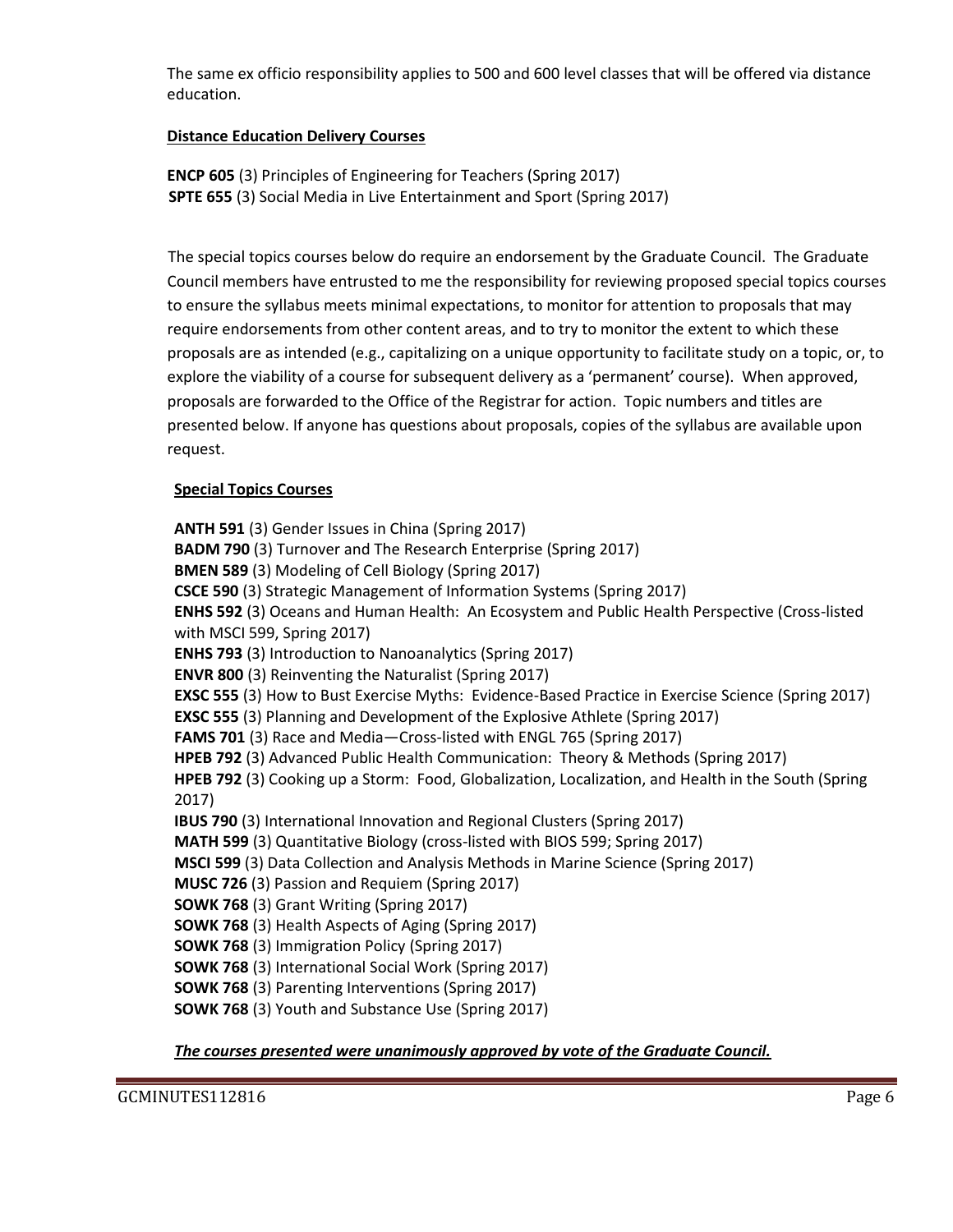The same ex officio responsibility applies to 500 and 600 level classes that will be offered via distance education.

**Distance Education Delivery Courses**

**ENCP 605** (3) Principles of Engineering for Teachers (Spring 2017)
**SPTE 655** (3) Social Media in Live Entertainment and Sport (Spring 2017)

The special topics courses below do require an endorsement by the Graduate Council. The Graduate Council members have entrusted to me the responsibility for reviewing proposed special topics courses to ensure the syllabus meets minimal expectations, to monitor for attention to proposals that may require endorsements from other content areas, and to try to monitor the extent to which these proposals are as intended (e.g., capitalizing on a unique opportunity to facilitate study on a topic, or, to explore the viability of a course for subsequent delivery as a 'permanent' course). When approved, proposals are forwarded to the Office of the Registrar for action. Topic numbers and titles are presented below. If anyone has questions about proposals, copies of the syllabus are available upon request.

**Special Topics Courses**

**ANTH 591** (3) Gender Issues in China (Spring 2017)
**BADM 790** (3) Turnover and The Research Enterprise (Spring 2017)
**BMEN 589** (3) Modeling of Cell Biology (Spring 2017)
**CSCE 590** (3) Strategic Management of Information Systems (Spring 2017)
**ENHS 592** (3) Oceans and Human Health: An Ecosystem and Public Health Perspective (Cross-listed with MSCI 599, Spring 2017)
**ENHS 793** (3) Introduction to Nanoanalytics (Spring 2017)
**ENVR 800** (3) Reinventing the Naturalist (Spring 2017)
**EXSC 555** (3) How to Bust Exercise Myths: Evidence-Based Practice in Exercise Science (Spring 2017)
**EXSC 555** (3) Planning and Development of the Explosive Athlete (Spring 2017)
**FAMS 701** (3) Race and Media—Cross-listed with ENGL 765 (Spring 2017)
**HPEB 792** (3) Advanced Public Health Communication: Theory & Methods (Spring 2017)
**HPEB 792** (3) Cooking up a Storm: Food, Globalization, Localization, and Health in the South (Spring 2017)
**IBUS 790** (3) International Innovation and Regional Clusters (Spring 2017)
**MATH 599** (3) Quantitative Biology (cross-listed with BIOS 599; Spring 2017)
**MSCI 599** (3) Data Collection and Analysis Methods in Marine Science (Spring 2017)
**MUSC 726** (3) Passion and Requiem (Spring 2017)
**SOWK 768** (3) Grant Writing (Spring 2017)
**SOWK 768** (3) Health Aspects of Aging (Spring 2017)
**SOWK 768** (3) Immigration Policy (Spring 2017)
**SOWK 768** (3) International Social Work (Spring 2017)
**SOWK 768** (3) Parenting Interventions (Spring 2017)
**SOWK 768** (3) Youth and Substance Use (Spring 2017)

***The courses presented were unanimously approved by vote of the Graduate Council.***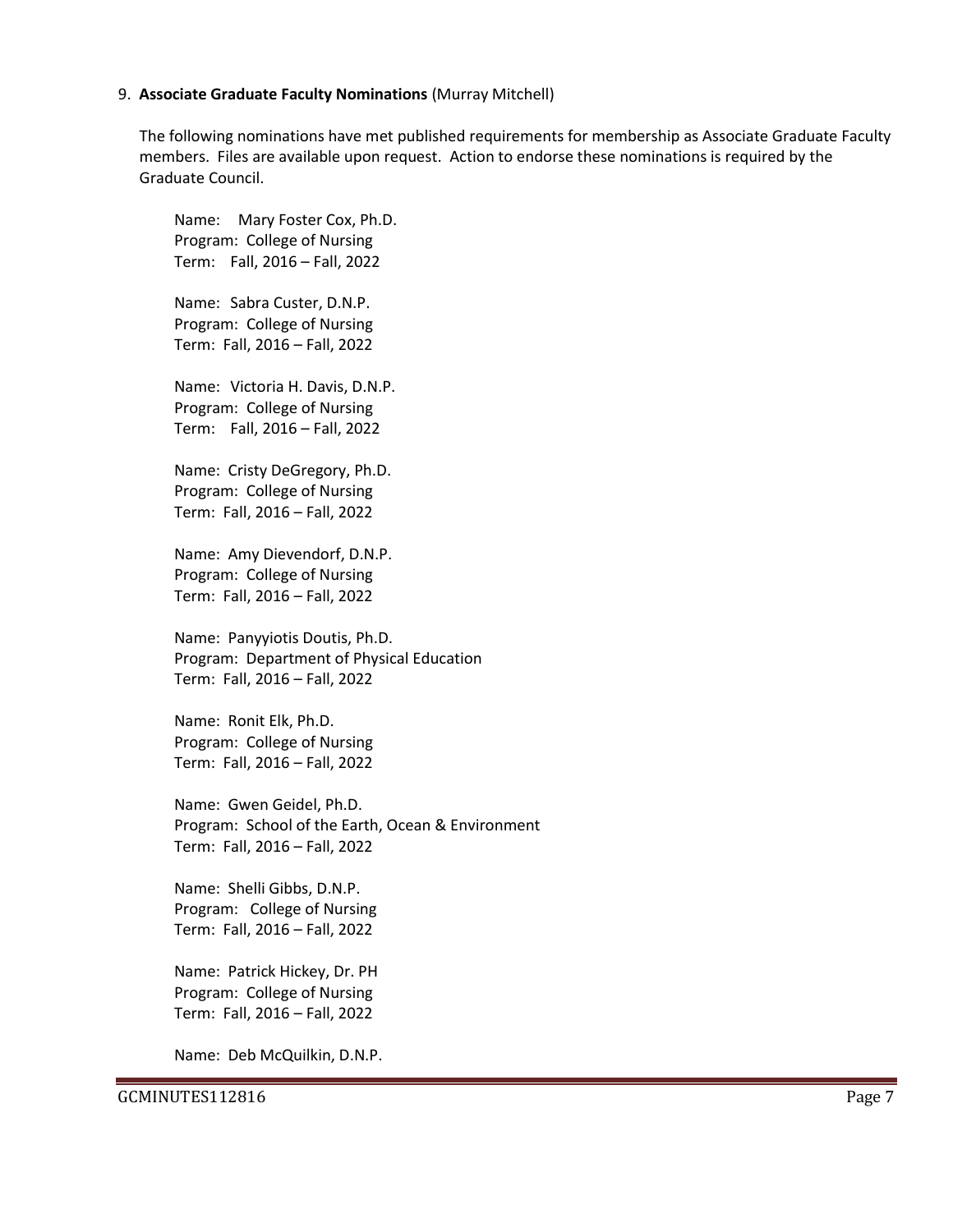9. **Associate Graduate Faculty Nominations** (Murray Mitchell)

   The following nominations have met published requirements for membership as Associate Graduate Faculty members. Files are available upon request. Action to endorse these nominations is required by the Graduate Council.

   Name: Mary Foster Cox, Ph.D.
   Program: College of Nursing
   Term: Fall, 2016 – Fall, 2022

   Name: Sabra Custer, D.N.P.
   Program: College of Nursing
   Term: Fall, 2016 – Fall, 2022

   Name: Victoria H. Davis, D.N.P.
   Program: College of Nursing
   Term: Fall, 2016 – Fall, 2022

   Name: Cristy DeGregory, Ph.D.
   Program: College of Nursing
   Term: Fall, 2016 – Fall, 2022

   Name: Amy Dievendorf, D.N.P.
   Program: College of Nursing
   Term: Fall, 2016 – Fall, 2022

   Name: Panyyiotis Doutis, Ph.D.
   Program: Department of Physical Education
   Term: Fall, 2016 – Fall, 2022

   Name: Ronit Elk, Ph.D.
   Program: College of Nursing
   Term: Fall, 2016 – Fall, 2022

   Name: Gwen Geidel, Ph.D.
   Program: School of the Earth, Ocean & Environment
   Term: Fall, 2016 – Fall, 2022

   Name: Shelli Gibbs, D.N.P.
   Program: College of Nursing
   Term: Fall, 2016 – Fall, 2022

   Name: Patrick Hickey, Dr. PH
   Program: College of Nursing
   Term: Fall, 2016 – Fall, 2022

   Name: Deb McQuilkin, D.N.P.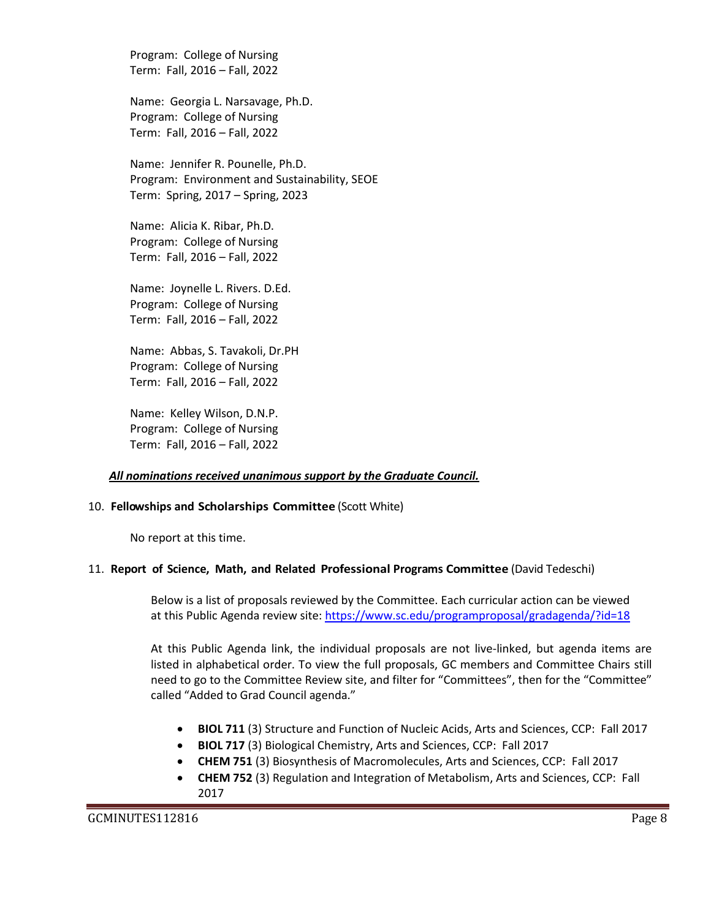Program: College of Nursing
Term: Fall, 2016 – Fall, 2022

Name: Georgia L. Narsavage, Ph.D.
Program: College of Nursing
Term: Fall, 2016 – Fall, 2022

Name: Jennifer R. Pounelle, Ph.D.
Program: Environment and Sustainability, SEOE
Term: Spring, 2017 – Spring, 2023

Name: Alicia K. Ribar, Ph.D.
Program: College of Nursing
Term: Fall, 2016 – Fall, 2022

Name: Joynelle L. Rivers. D.Ed.
Program: College of Nursing
Term: Fall, 2016 – Fall, 2022

Name: Abbas, S. Tavakoli, Dr.PH
Program: College of Nursing
Term: Fall, 2016 – Fall, 2022

Name: Kelley Wilson, D.N.P.
Program: College of Nursing
Term: Fall, 2016 – Fall, 2022

***All nominations received unanimous support by the Graduate Council.***

10. **Fellowships and Scholarships Committee** (Scott White)

No report at this time.

11. **Report of Science, Math, and Related Professional Programs Committee** (David Tedeschi)

Below is a list of proposals reviewed by the Committee. Each curricular action can be viewed at this Public Agenda review site: https://www.sc.edu/programproposal/gradagenda/?id=18

At this Public Agenda link, the individual proposals are not live-linked, but agenda items are listed in alphabetical order. To view the full proposals, GC members and Committee Chairs still need to go to the Committee Review site, and filter for "Committees", then for the "Committee" called "Added to Grad Council agenda."

- **BIOL 711** (3) Structure and Function of Nucleic Acids, Arts and Sciences, CCP: Fall 2017
- **BIOL 717** (3) Biological Chemistry, Arts and Sciences, CCP: Fall 2017
- **CHEM 751** (3) Biosynthesis of Macromolecules, Arts and Sciences, CCP: Fall 2017
- **CHEM 752** (3) Regulation and Integration of Metabolism, Arts and Sciences, CCP: Fall 2017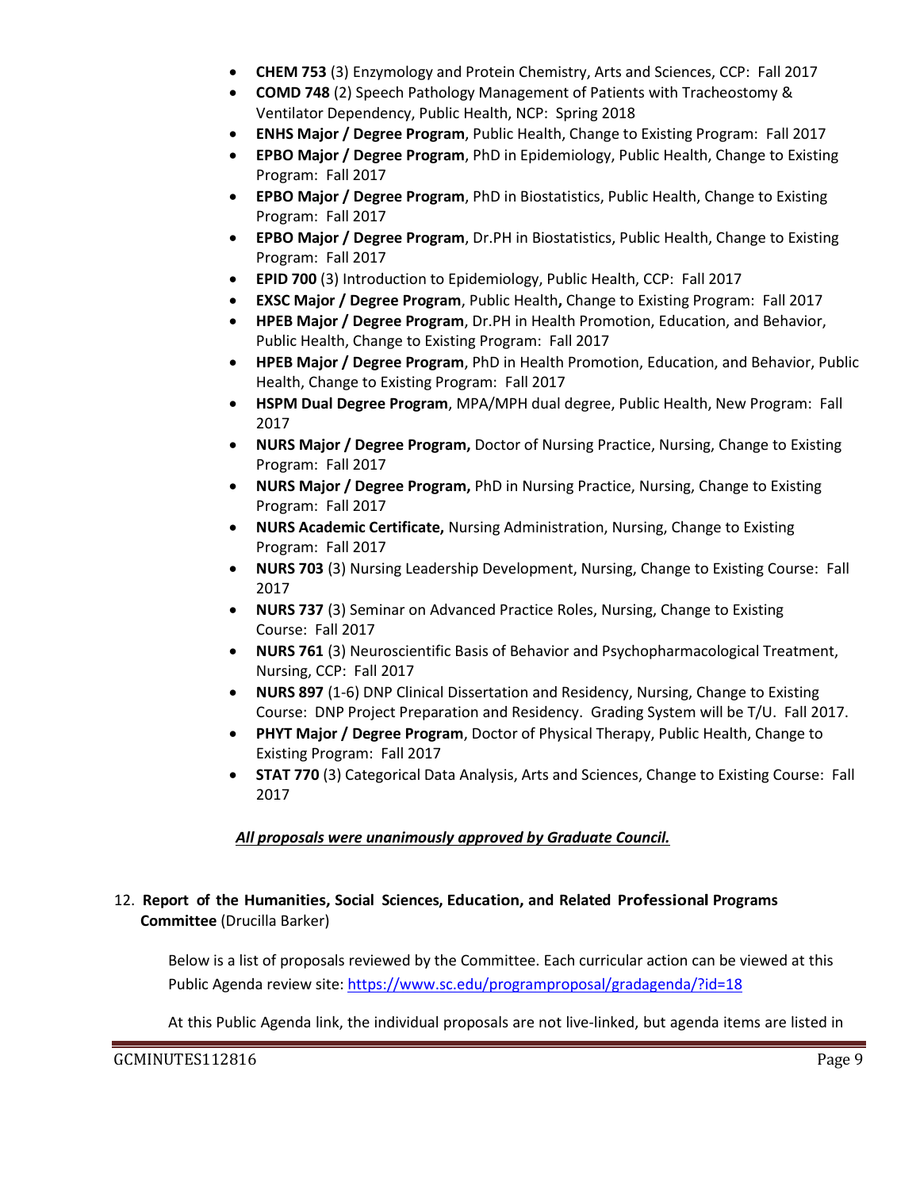- **CHEM 753** (3) Enzymology and Protein Chemistry, Arts and Sciences, CCP: Fall 2017
- **COMD 748** (2) Speech Pathology Management of Patients with Tracheostomy & Ventilator Dependency, Public Health, NCP: Spring 2018
- **ENHS Major / Degree Program**, Public Health, Change to Existing Program: Fall 2017
- **EPBO Major / Degree Program**, PhD in Epidemiology, Public Health, Change to Existing Program: Fall 2017
- **EPBO Major / Degree Program**, PhD in Biostatistics, Public Health, Change to Existing Program: Fall 2017
- **EPBO Major / Degree Program**, Dr.PH in Biostatistics, Public Health, Change to Existing Program: Fall 2017
- **EPID 700** (3) Introduction to Epidemiology, Public Health, CCP: Fall 2017
- **EXSC Major / Degree Program**, Public Health**,** Change to Existing Program: Fall 2017
- **HPEB Major / Degree Program**, Dr.PH in Health Promotion, Education, and Behavior, Public Health, Change to Existing Program: Fall 2017
- **HPEB Major / Degree Program**, PhD in Health Promotion, Education, and Behavior, Public Health, Change to Existing Program: Fall 2017
- **HSPM Dual Degree Program**, MPA/MPH dual degree, Public Health, New Program: Fall 2017
- **NURS Major / Degree Program,** Doctor of Nursing Practice, Nursing, Change to Existing Program: Fall 2017
- **NURS Major / Degree Program,** PhD in Nursing Practice, Nursing, Change to Existing Program: Fall 2017
- **NURS Academic Certificate,** Nursing Administration, Nursing, Change to Existing Program: Fall 2017
- **NURS 703** (3) Nursing Leadership Development, Nursing, Change to Existing Course: Fall 2017
- **NURS 737** (3) Seminar on Advanced Practice Roles, Nursing, Change to Existing Course: Fall 2017
- **NURS 761** (3) Neuroscientific Basis of Behavior and Psychopharmacological Treatment, Nursing, CCP: Fall 2017
- **NURS 897** (1-6) DNP Clinical Dissertation and Residency, Nursing, Change to Existing Course: DNP Project Preparation and Residency. Grading System will be T/U. Fall 2017.
- **PHYT Major / Degree Program**, Doctor of Physical Therapy, Public Health, Change to Existing Program: Fall 2017
- **STAT 770** (3) Categorical Data Analysis, Arts and Sciences, Change to Existing Course: Fall 2017

***All proposals were unanimously approved by Graduate Council.***

12. **Report of the Humanities, Social Sciences, Education, and Related Professional Programs Committee** (Drucilla Barker)

Below is a list of proposals reviewed by the Committee. Each curricular action can be viewed at this Public Agenda review site: https://www.sc.edu/programproposal/gradagenda/?id=18

At this Public Agenda link, the individual proposals are not live-linked, but agenda items are listed in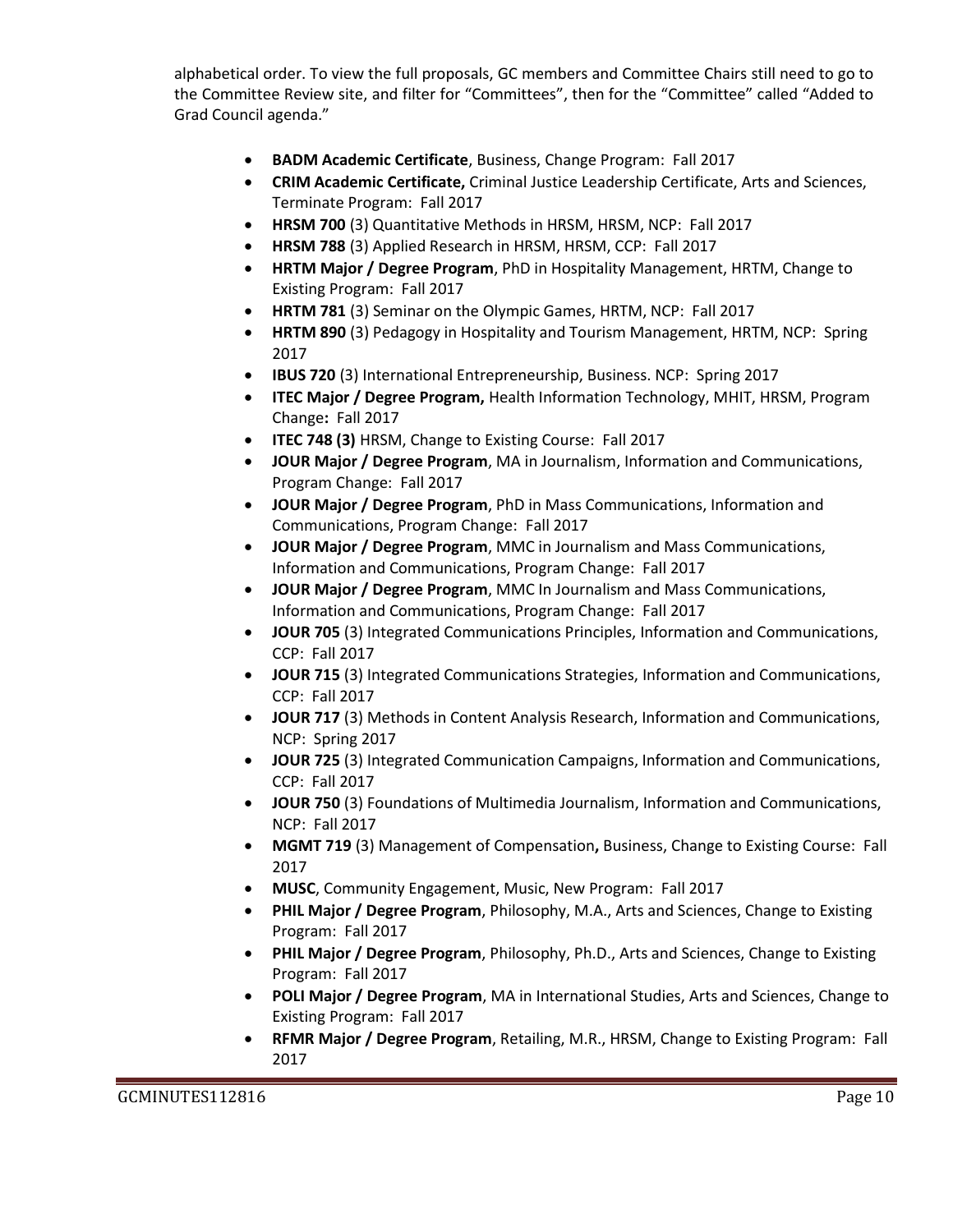alphabetical order. To view the full proposals, GC members and Committee Chairs still need to go to the Committee Review site, and filter for "Committees", then for the "Committee" called "Added to Grad Council agenda."

- **BADM Academic Certificate**, Business, Change Program: Fall 2017
- **CRIM Academic Certificate,** Criminal Justice Leadership Certificate, Arts and Sciences, Terminate Program: Fall 2017
- **HRSM 700** (3) Quantitative Methods in HRSM, HRSM, NCP: Fall 2017
- **HRSM 788** (3) Applied Research in HRSM, HRSM, CCP: Fall 2017
- **HRTM Major / Degree Program**, PhD in Hospitality Management, HRTM, Change to Existing Program: Fall 2017
- **HRTM 781** (3) Seminar on the Olympic Games, HRTM, NCP: Fall 2017
- **HRTM 890** (3) Pedagogy in Hospitality and Tourism Management, HRTM, NCP: Spring 2017
- **IBUS 720** (3) International Entrepreneurship, Business. NCP: Spring 2017
- **ITEC Major / Degree Program,** Health Information Technology, MHIT, HRSM, Program Change**:** Fall 2017
- **ITEC 748 (3)** HRSM, Change to Existing Course: Fall 2017
- **JOUR Major / Degree Program**, MA in Journalism, Information and Communications, Program Change: Fall 2017
- **JOUR Major / Degree Program**, PhD in Mass Communications, Information and Communications, Program Change: Fall 2017
- **JOUR Major / Degree Program**, MMC in Journalism and Mass Communications, Information and Communications, Program Change: Fall 2017
- **JOUR Major / Degree Program**, MMC In Journalism and Mass Communications, Information and Communications, Program Change: Fall 2017
- **JOUR 705** (3) Integrated Communications Principles, Information and Communications, CCP: Fall 2017
- **JOUR 715** (3) Integrated Communications Strategies, Information and Communications, CCP: Fall 2017
- **JOUR 717** (3) Methods in Content Analysis Research, Information and Communications, NCP: Spring 2017
- **JOUR 725** (3) Integrated Communication Campaigns, Information and Communications, CCP: Fall 2017
- **JOUR 750** (3) Foundations of Multimedia Journalism, Information and Communications, NCP: Fall 2017
- **MGMT 719** (3) Management of Compensation**,** Business, Change to Existing Course: Fall 2017
- **MUSC**, Community Engagement, Music, New Program: Fall 2017
- **PHIL Major / Degree Program**, Philosophy, M.A., Arts and Sciences, Change to Existing Program: Fall 2017
- **PHIL Major / Degree Program**, Philosophy, Ph.D., Arts and Sciences, Change to Existing Program: Fall 2017
- **POLI Major / Degree Program**, MA in International Studies, Arts and Sciences, Change to Existing Program: Fall 2017
- **RFMR Major / Degree Program**, Retailing, M.R., HRSM, Change to Existing Program: Fall 2017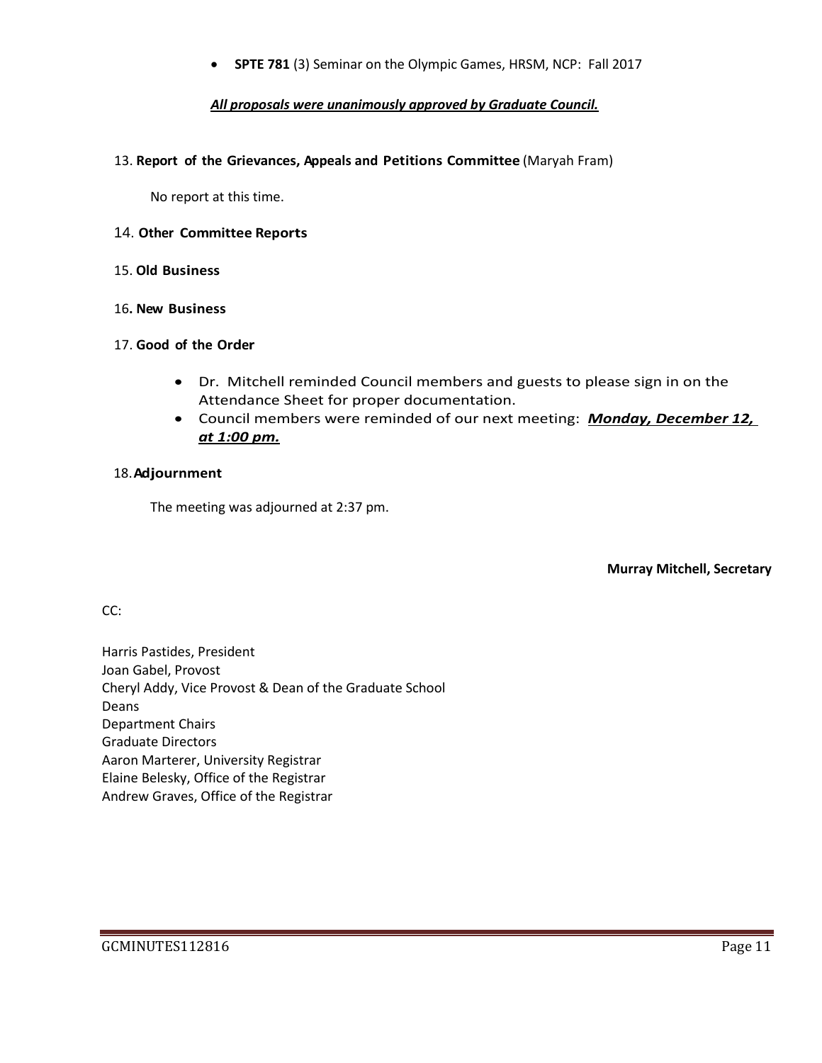- **SPTE 781** (3) Seminar on the Olympic Games, HRSM, NCP: Fall 2017

***All proposals were unanimously approved by Graduate Council.***

13. **Report of the Grievances, Appeals and Petitions Committee** (Maryah Fram)

    No report at this time.

14. **Other Committee Reports**

15. **Old Business**

16. **New Business**

17. **Good of the Order**

    - Dr. Mitchell reminded Council members and guests to please sign in on the Attendance Sheet for proper documentation.
    - Council members were reminded of our next meeting: ***Monday, December 12, at 1:00 pm.***

18. **Adjournment**

    The meeting was adjourned at 2:37 pm.

**Murray Mitchell, Secretary**

CC:

Harris Pastides, President
Joan Gabel, Provost
Cheryl Addy, Vice Provost & Dean of the Graduate School
Deans
Department Chairs
Graduate Directors
Aaron Marterer, University Registrar
Elaine Belesky, Office of the Registrar
Andrew Graves, Office of the Registrar